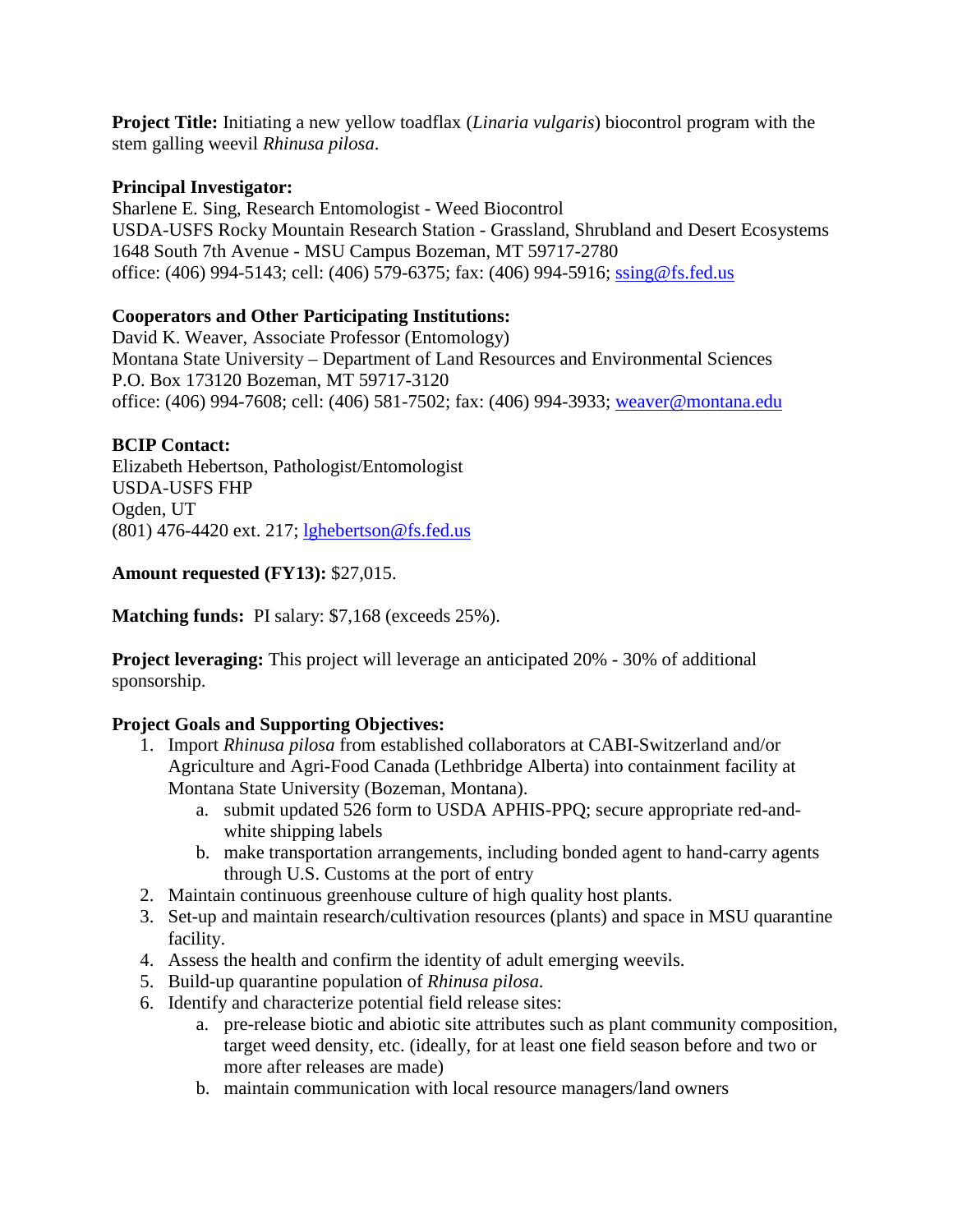**Project Title:** Initiating a new yellow toadflax (*Linaria vulgaris*) biocontrol program with the stem galling weevil *Rhinusa pilosa*.

**Principal Investigator:**
Sharlene E. Sing, Research Entomologist - Weed Biocontrol
USDA-USFS Rocky Mountain Research Station - Grassland, Shrubland and Desert Ecosystems
1648 South 7th Avenue - MSU Campus Bozeman, MT 59717-2780
office: (406) 994-5143; cell: (406) 579-6375; fax: (406) 994-5916; ssing@fs.fed.us

**Cooperators and Other Participating Institutions:**
David K. Weaver, Associate Professor (Entomology)
Montana State University – Department of Land Resources and Environmental Sciences
P.O. Box 173120 Bozeman, MT 59717-3120
office: (406) 994-7608; cell: (406) 581-7502; fax: (406) 994-3933; weaver@montana.edu

**BCIP Contact:**
Elizabeth Hebertson, Pathologist/Entomologist
USDA-USFS FHP
Ogden, UT
(801) 476-4420 ext. 217; lghebertson@fs.fed.us

**Amount requested (FY13):** $27,015.

**Matching funds:** PI salary: $7,168 (exceeds 25%).

**Project leveraging:** This project will leverage an anticipated 20% - 30% of additional sponsorship.

**Project Goals and Supporting Objectives:**

1. Import *Rhinusa pilosa* from established collaborators at CABI-Switzerland and/or Agriculture and Agri-Food Canada (Lethbridge Alberta) into containment facility at Montana State University (Bozeman, Montana).
    a. submit updated 526 form to USDA APHIS-PPQ; secure appropriate red-and-white shipping labels
    b. make transportation arrangements, including bonded agent to hand-carry agents through U.S. Customs at the port of entry
2. Maintain continuous greenhouse culture of high quality host plants.
3. Set-up and maintain research/cultivation resources (plants) and space in MSU quarantine facility.
4. Assess the health and confirm the identity of adult emerging weevils.
5. Build-up quarantine population of *Rhinusa pilosa.*
6. Identify and characterize potential field release sites:
    a. pre-release biotic and abiotic site attributes such as plant community composition, target weed density, etc. (ideally, for at least one field season before and two or more after releases are made)
    b. maintain communication with local resource managers/land owners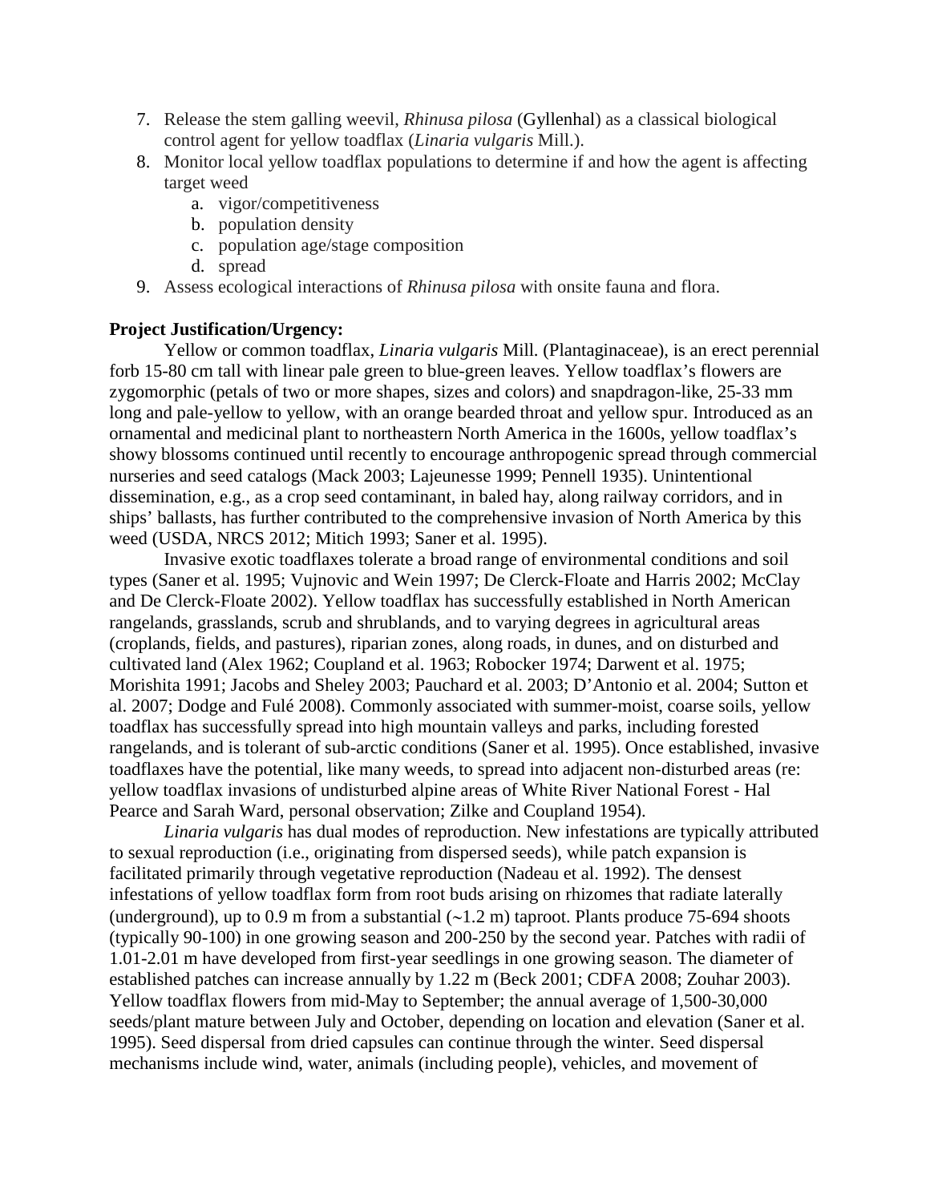7. Release the stem galling weevil, *Rhinusa pilosa* (Gyllenhal) as a classical biological control agent for yellow toadflax (*Linaria vulgaris* Mill.).
8. Monitor local yellow toadflax populations to determine if and how the agent is affecting target weed
   a. vigor/competitiveness
   b. population density
   c. population age/stage composition
   d. spread
9. Assess ecological interactions of *Rhinusa pilosa* with onsite fauna and flora.

**Project Justification/Urgency:**

Yellow or common toadflax, *Linaria vulgaris* Mill. (Plantaginaceae), is an erect perennial forb 15-80 cm tall with linear pale green to blue-green leaves. Yellow toadflax's flowers are zygomorphic (petals of two or more shapes, sizes and colors) and snapdragon-like, 25-33 mm long and pale-yellow to yellow, with an orange bearded throat and yellow spur. Introduced as an ornamental and medicinal plant to northeastern North America in the 1600s, yellow toadflax's showy blossoms continued until recently to encourage anthropogenic spread through commercial nurseries and seed catalogs (Mack 2003; Lajeunesse 1999; Pennell 1935). Unintentional dissemination, e.g., as a crop seed contaminant, in baled hay, along railway corridors, and in ships' ballasts, has further contributed to the comprehensive invasion of North America by this weed (USDA, NRCS 2012; Mitich 1993; Saner et al. 1995).

Invasive exotic toadflaxes tolerate a broad range of environmental conditions and soil types (Saner et al. 1995; Vujnovic and Wein 1997; De Clerck-Floate and Harris 2002; McClay and De Clerck-Floate 2002). Yellow toadflax has successfully established in North American rangelands, grasslands, scrub and shrublands, and to varying degrees in agricultural areas (croplands, fields, and pastures), riparian zones, along roads, in dunes, and on disturbed and cultivated land (Alex 1962; Coupland et al. 1963; Robocker 1974; Darwent et al. 1975; Morishita 1991; Jacobs and Sheley 2003; Pauchard et al. 2003; D'Antonio et al. 2004; Sutton et al. 2007; Dodge and Fulé 2008). Commonly associated with summer-moist, coarse soils, yellow toadflax has successfully spread into high mountain valleys and parks, including forested rangelands, and is tolerant of sub-arctic conditions (Saner et al. 1995). Once established, invasive toadflaxes have the potential, like many weeds, to spread into adjacent non-disturbed areas (re: yellow toadflax invasions of undisturbed alpine areas of White River National Forest - Hal Pearce and Sarah Ward, personal observation; Zilke and Coupland 1954).

*Linaria vulgaris* has dual modes of reproduction. New infestations are typically attributed to sexual reproduction (i.e., originating from dispersed seeds), while patch expansion is facilitated primarily through vegetative reproduction (Nadeau et al. 1992). The densest infestations of yellow toadflax form from root buds arising on rhizomes that radiate laterally (underground), up to 0.9 m from a substantial (~1.2 m) taproot. Plants produce 75-694 shoots (typically 90-100) in one growing season and 200-250 by the second year. Patches with radii of 1.01-2.01 m have developed from first-year seedlings in one growing season. The diameter of established patches can increase annually by 1.22 m (Beck 2001; CDFA 2008; Zouhar 2003). Yellow toadflax flowers from mid-May to September; the annual average of 1,500-30,000 seeds/plant mature between July and October, depending on location and elevation (Saner et al. 1995). Seed dispersal from dried capsules can continue through the winter. Seed dispersal mechanisms include wind, water, animals (including people), vehicles, and movement of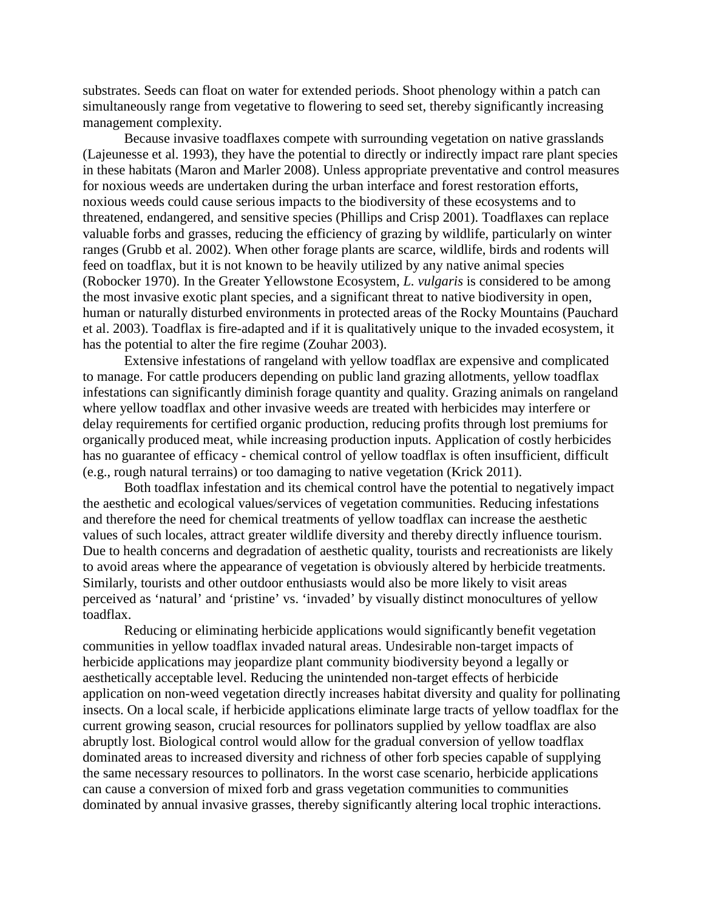substrates. Seeds can float on water for extended periods. Shoot phenology within a patch can simultaneously range from vegetative to flowering to seed set, thereby significantly increasing management complexity.

Because invasive toadflaxes compete with surrounding vegetation on native grasslands (Lajeunesse et al. 1993), they have the potential to directly or indirectly impact rare plant species in these habitats (Maron and Marler 2008). Unless appropriate preventative and control measures for noxious weeds are undertaken during the urban interface and forest restoration efforts, noxious weeds could cause serious impacts to the biodiversity of these ecosystems and to threatened, endangered, and sensitive species (Phillips and Crisp 2001). Toadflaxes can replace valuable forbs and grasses, reducing the efficiency of grazing by wildlife, particularly on winter ranges (Grubb et al. 2002). When other forage plants are scarce, wildlife, birds and rodents will feed on toadflax, but it is not known to be heavily utilized by any native animal species (Robocker 1970). In the Greater Yellowstone Ecosystem, *L. vulgaris* is considered to be among the most invasive exotic plant species, and a significant threat to native biodiversity in open, human or naturally disturbed environments in protected areas of the Rocky Mountains (Pauchard et al. 2003). Toadflax is fire-adapted and if it is qualitatively unique to the invaded ecosystem, it has the potential to alter the fire regime (Zouhar 2003).

Extensive infestations of rangeland with yellow toadflax are expensive and complicated to manage. For cattle producers depending on public land grazing allotments, yellow toadflax infestations can significantly diminish forage quantity and quality. Grazing animals on rangeland where yellow toadflax and other invasive weeds are treated with herbicides may interfere or delay requirements for certified organic production, reducing profits through lost premiums for organically produced meat, while increasing production inputs. Application of costly herbicides has no guarantee of efficacy - chemical control of yellow toadflax is often insufficient, difficult (e.g., rough natural terrains) or too damaging to native vegetation (Krick 2011).

Both toadflax infestation and its chemical control have the potential to negatively impact the aesthetic and ecological values/services of vegetation communities. Reducing infestations and therefore the need for chemical treatments of yellow toadflax can increase the aesthetic values of such locales, attract greater wildlife diversity and thereby directly influence tourism. Due to health concerns and degradation of aesthetic quality, tourists and recreationists are likely to avoid areas where the appearance of vegetation is obviously altered by herbicide treatments. Similarly, tourists and other outdoor enthusiasts would also be more likely to visit areas perceived as 'natural' and 'pristine' vs. 'invaded' by visually distinct monocultures of yellow toadflax.

Reducing or eliminating herbicide applications would significantly benefit vegetation communities in yellow toadflax invaded natural areas. Undesirable non-target impacts of herbicide applications may jeopardize plant community biodiversity beyond a legally or aesthetically acceptable level. Reducing the unintended non-target effects of herbicide application on non-weed vegetation directly increases habitat diversity and quality for pollinating insects. On a local scale, if herbicide applications eliminate large tracts of yellow toadflax for the current growing season, crucial resources for pollinators supplied by yellow toadflax are also abruptly lost. Biological control would allow for the gradual conversion of yellow toadflax dominated areas to increased diversity and richness of other forb species capable of supplying the same necessary resources to pollinators. In the worst case scenario, herbicide applications can cause a conversion of mixed forb and grass vegetation communities to communities dominated by annual invasive grasses, thereby significantly altering local trophic interactions.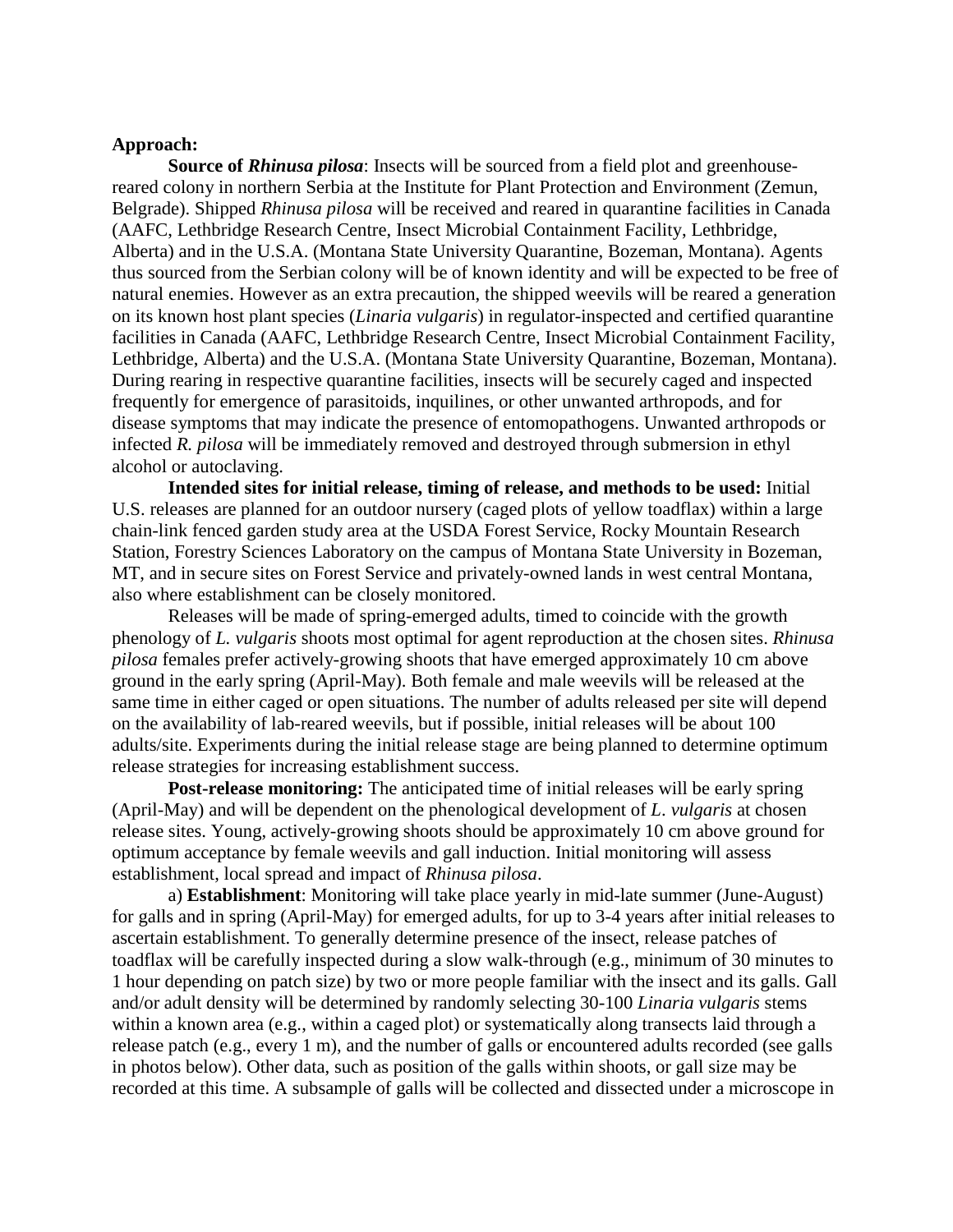**Approach:**

**Source of *Rhinusa pilosa***: Insects will be sourced from a field plot and greenhouse-reared colony in northern Serbia at the Institute for Plant Protection and Environment (Zemun, Belgrade). Shipped *Rhinusa pilosa* will be received and reared in quarantine facilities in Canada (AAFC, Lethbridge Research Centre, Insect Microbial Containment Facility, Lethbridge, Alberta) and in the U.S.A. (Montana State University Quarantine, Bozeman, Montana). Agents thus sourced from the Serbian colony will be of known identity and will be expected to be free of natural enemies. However as an extra precaution, the shipped weevils will be reared a generation on its known host plant species (*Linaria vulgaris*) in regulator-inspected and certified quarantine facilities in Canada (AAFC, Lethbridge Research Centre, Insect Microbial Containment Facility, Lethbridge, Alberta) and the U.S.A. (Montana State University Quarantine, Bozeman, Montana). During rearing in respective quarantine facilities, insects will be securely caged and inspected frequently for emergence of parasitoids, inquilines, or other unwanted arthropods, and for disease symptoms that may indicate the presence of entomopathogens. Unwanted arthropods or infected *R. pilosa* will be immediately removed and destroyed through submersion in ethyl alcohol or autoclaving.

**Intended sites for initial release, timing of release, and methods to be used:** Initial U.S. releases are planned for an outdoor nursery (caged plots of yellow toadflax) within a large chain-link fenced garden study area at the USDA Forest Service, Rocky Mountain Research Station, Forestry Sciences Laboratory on the campus of Montana State University in Bozeman, MT, and in secure sites on Forest Service and privately-owned lands in west central Montana, also where establishment can be closely monitored.

Releases will be made of spring-emerged adults, timed to coincide with the growth phenology of *L. vulgaris* shoots most optimal for agent reproduction at the chosen sites. *Rhinusa pilosa* females prefer actively-growing shoots that have emerged approximately 10 cm above ground in the early spring (April-May). Both female and male weevils will be released at the same time in either caged or open situations. The number of adults released per site will depend on the availability of lab-reared weevils, but if possible, initial releases will be about 100 adults/site. Experiments during the initial release stage are being planned to determine optimum release strategies for increasing establishment success.

**Post-release monitoring:** The anticipated time of initial releases will be early spring (April-May) and will be dependent on the phenological development of *L. vulgaris* at chosen release sites. Young, actively-growing shoots should be approximately 10 cm above ground for optimum acceptance by female weevils and gall induction. Initial monitoring will assess establishment, local spread and impact of *Rhinusa pilosa*.

a) **Establishment**: Monitoring will take place yearly in mid-late summer (June-August) for galls and in spring (April-May) for emerged adults, for up to 3-4 years after initial releases to ascertain establishment. To generally determine presence of the insect, release patches of toadflax will be carefully inspected during a slow walk-through (e.g., minimum of 30 minutes to 1 hour depending on patch size) by two or more people familiar with the insect and its galls. Gall and/or adult density will be determined by randomly selecting 30-100 *Linaria vulgaris* stems within a known area (e.g., within a caged plot) or systematically along transects laid through a release patch (e.g., every 1 m), and the number of galls or encountered adults recorded (see galls in photos below). Other data, such as position of the galls within shoots, or gall size may be recorded at this time. A subsample of galls will be collected and dissected under a microscope in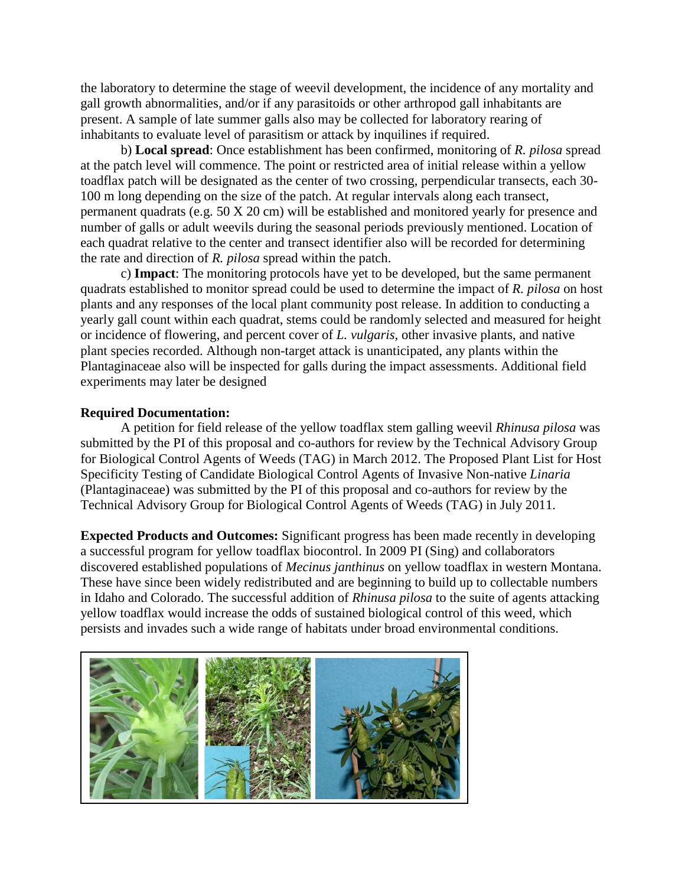the laboratory to determine the stage of weevil development, the incidence of any mortality and gall growth abnormalities, and/or if any parasitoids or other arthropod gall inhabitants are present. A sample of late summer galls also may be collected for laboratory rearing of inhabitants to evaluate level of parasitism or attack by inquilines if required.

b) **Local spread**: Once establishment has been confirmed, monitoring of *R. pilosa* spread at the patch level will commence. The point or restricted area of initial release within a yellow toadflax patch will be designated as the center of two crossing, perpendicular transects, each 30-100 m long depending on the size of the patch. At regular intervals along each transect, permanent quadrats (e.g. 50 X 20 cm) will be established and monitored yearly for presence and number of galls or adult weevils during the seasonal periods previously mentioned. Location of each quadrat relative to the center and transect identifier also will be recorded for determining the rate and direction of *R. pilosa* spread within the patch.

c) **Impact**: The monitoring protocols have yet to be developed, but the same permanent quadrats established to monitor spread could be used to determine the impact of *R. pilosa* on host plants and any responses of the local plant community post release. In addition to conducting a yearly gall count within each quadrat, stems could be randomly selected and measured for height or incidence of flowering, and percent cover of *L. vulgaris*, other invasive plants, and native plant species recorded. Although non-target attack is unanticipated, any plants within the Plantaginaceae also will be inspected for galls during the impact assessments. Additional field experiments may later be designed

**Required Documentation:**

A petition for field release of the yellow toadflax stem galling weevil *Rhinusa pilosa* was submitted by the PI of this proposal and co-authors for review by the Technical Advisory Group for Biological Control Agents of Weeds (TAG) in March 2012. The Proposed Plant List for Host Specificity Testing of Candidate Biological Control Agents of Invasive Non-native *Linaria* (Plantaginaceae) was submitted by the PI of this proposal and co-authors for review by the Technical Advisory Group for Biological Control Agents of Weeds (TAG) in July 2011.

**Expected Products and Outcomes:** Significant progress has been made recently in developing a successful program for yellow toadflax biocontrol. In 2009 PI (Sing) and collaborators discovered established populations of *Mecinus janthinus* on yellow toadflax in western Montana. These have since been widely redistributed and are beginning to build up to collectable numbers in Idaho and Colorado. The successful addition of *Rhinusa pilosa* to the suite of agents attacking yellow toadflax would increase the odds of sustained biological control of this weed, which persists and invades such a wide range of habitats under broad environmental conditions.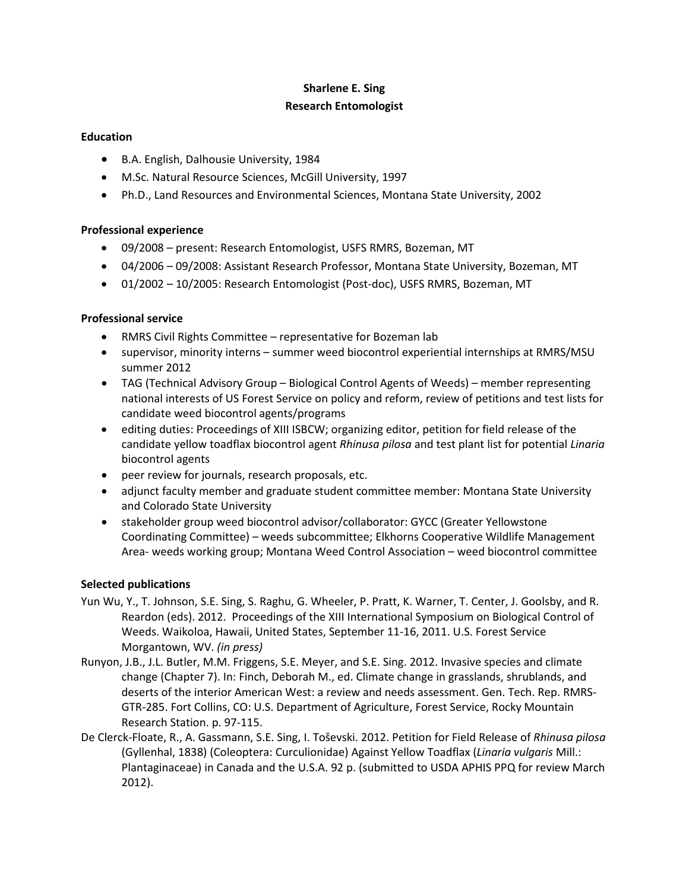**Sharlene E. Sing**
**Research Entomologist**

**Education**

- B.A. English, Dalhousie University, 1984
- M.Sc. Natural Resource Sciences, McGill University, 1997
- Ph.D., Land Resources and Environmental Sciences, Montana State University, 2002

**Professional experience**

- 09/2008 – present: Research Entomologist, USFS RMRS, Bozeman, MT
- 04/2006 – 09/2008: Assistant Research Professor, Montana State University, Bozeman, MT
- 01/2002 – 10/2005: Research Entomologist (Post-doc), USFS RMRS, Bozeman, MT

**Professional service**

- RMRS Civil Rights Committee – representative for Bozeman lab
- supervisor, minority interns – summer weed biocontrol experiential internships at RMRS/MSU summer 2012
- TAG (Technical Advisory Group – Biological Control Agents of Weeds) – member representing national interests of US Forest Service on policy and reform, review of petitions and test lists for candidate weed biocontrol agents/programs
- editing duties: Proceedings of XIII ISBCW; organizing editor, petition for field release of the candidate yellow toadflax biocontrol agent *Rhinusa pilosa* and test plant list for potential *Linaria* biocontrol agents
- peer review for journals, research proposals, etc.
- adjunct faculty member and graduate student committee member: Montana State University and Colorado State University
- stakeholder group weed biocontrol advisor/collaborator: GYCC (Greater Yellowstone Coordinating Committee) – weeds subcommittee; Elkhorns Cooperative Wildlife Management Area- weeds working group; Montana Weed Control Association – weed biocontrol committee

**Selected publications**

Yun Wu, Y., T. Johnson, S.E. Sing, S. Raghu, G. Wheeler, P. Pratt, K. Warner, T. Center, J. Goolsby, and R. Reardon (eds). 2012. Proceedings of the XIII International Symposium on Biological Control of Weeds. Waikoloa, Hawaii, United States, September 11-16, 2011. U.S. Forest Service Morgantown, WV. *(in press)*

Runyon, J.B., J.L. Butler, M.M. Friggens, S.E. Meyer, and S.E. Sing. 2012. Invasive species and climate change (Chapter 7). In: Finch, Deborah M., ed. Climate change in grasslands, shrublands, and deserts of the interior American West: a review and needs assessment. Gen. Tech. Rep. RMRS-GTR-285. Fort Collins, CO: U.S. Department of Agriculture, Forest Service, Rocky Mountain Research Station. p. 97-115.

De Clerck-Floate, R., A. Gassmann, S.E. Sing, I. Toševski. 2012. Petition for Field Release of *Rhinusa pilosa* (Gyllenhal, 1838) (Coleoptera: Curculionidae) Against Yellow Toadflax (*Linaria vulgaris* Mill.: Plantaginaceae) in Canada and the U.S.A. 92 p. (submitted to USDA APHIS PPQ for review March 2012).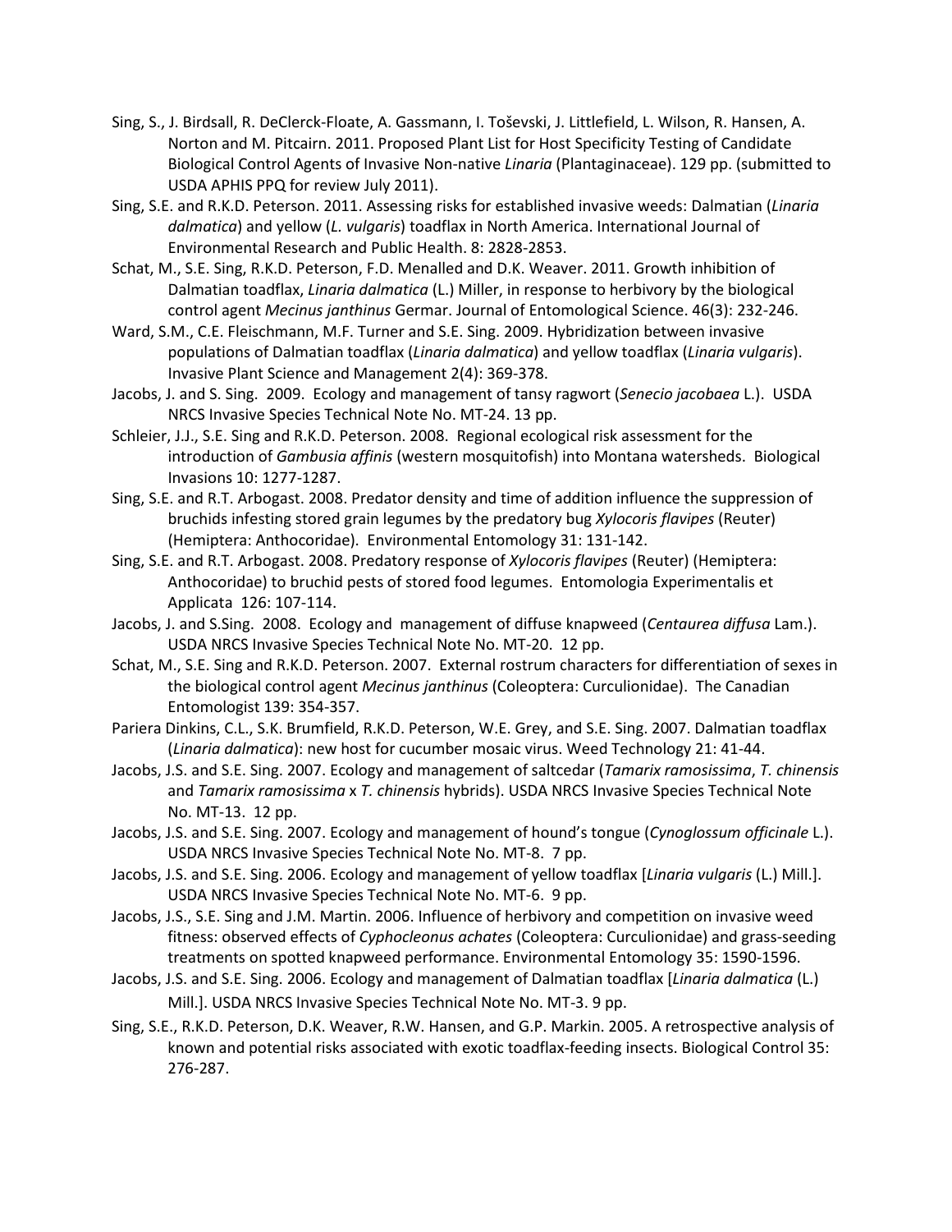Sing, S., J. Birdsall, R. DeClerck-Floate, A. Gassmann, I. Toševski, J. Littlefield, L. Wilson, R. Hansen, A. Norton and M. Pitcairn. 2011. Proposed Plant List for Host Specificity Testing of Candidate Biological Control Agents of Invasive Non-native *Linaria* (Plantaginaceae). 129 pp. (submitted to USDA APHIS PPQ for review July 2011).

Sing, S.E. and R.K.D. Peterson. 2011. Assessing risks for established invasive weeds: Dalmatian (*Linaria dalmatica*) and yellow (*L. vulgaris*) toadflax in North America. International Journal of Environmental Research and Public Health. 8: 2828-2853.

Schat, M., S.E. Sing, R.K.D. Peterson, F.D. Menalled and D.K. Weaver. 2011. Growth inhibition of Dalmatian toadflax, *Linaria dalmatica* (L.) Miller, in response to herbivory by the biological control agent *Mecinus janthinus* Germar. Journal of Entomological Science. 46(3): 232-246.

Ward, S.M., C.E. Fleischmann, M.F. Turner and S.E. Sing. 2009. Hybridization between invasive populations of Dalmatian toadflax (*Linaria dalmatica*) and yellow toadflax (*Linaria vulgaris*). Invasive Plant Science and Management 2(4): 369-378.

Jacobs, J. and S. Sing. 2009. Ecology and management of tansy ragwort (*Senecio jacobaea* L.). USDA NRCS Invasive Species Technical Note No. MT-24. 13 pp.

Schleier, J.J., S.E. Sing and R.K.D. Peterson. 2008. Regional ecological risk assessment for the introduction of *Gambusia affinis* (western mosquitofish) into Montana watersheds. Biological Invasions 10: 1277-1287.

Sing, S.E. and R.T. Arbogast. 2008. Predator density and time of addition influence the suppression of bruchids infesting stored grain legumes by the predatory bug *Xylocoris flavipes* (Reuter) (Hemiptera: Anthocoridae). Environmental Entomology 31: 131-142.

Sing, S.E. and R.T. Arbogast. 2008. Predatory response of *Xylocoris flavipes* (Reuter) (Hemiptera: Anthocoridae) to bruchid pests of stored food legumes. Entomologia Experimentalis et Applicata 126: 107-114.

Jacobs, J. and S.Sing. 2008. Ecology and management of diffuse knapweed (*Centaurea diffusa* Lam.). USDA NRCS Invasive Species Technical Note No. MT-20. 12 pp.

Schat, M., S.E. Sing and R.K.D. Peterson. 2007. External rostrum characters for differentiation of sexes in the biological control agent *Mecinus janthinus* (Coleoptera: Curculionidae). The Canadian Entomologist 139: 354-357.

Pariera Dinkins, C.L., S.K. Brumfield, R.K.D. Peterson, W.E. Grey, and S.E. Sing. 2007. Dalmatian toadflax (*Linaria dalmatica*): new host for cucumber mosaic virus. Weed Technology 21: 41-44.

Jacobs, J.S. and S.E. Sing. 2007. Ecology and management of saltcedar (*Tamarix ramosissima*, *T. chinensis* and *Tamarix ramosissima* x *T. chinensis* hybrids). USDA NRCS Invasive Species Technical Note No. MT-13. 12 pp.

Jacobs, J.S. and S.E. Sing. 2007. Ecology and management of hound's tongue (*Cynoglossum officinale* L.). USDA NRCS Invasive Species Technical Note No. MT-8. 7 pp.

Jacobs, J.S. and S.E. Sing. 2006. Ecology and management of yellow toadflax [*Linaria vulgaris* (L.) Mill.]. USDA NRCS Invasive Species Technical Note No. MT-6. 9 pp.

Jacobs, J.S., S.E. Sing and J.M. Martin. 2006. Influence of herbivory and competition on invasive weed fitness: observed effects of *Cyphocleonus achates* (Coleoptera: Curculionidae) and grass-seeding treatments on spotted knapweed performance. Environmental Entomology 35: 1590-1596.

Jacobs, J.S. and S.E. Sing. 2006. Ecology and management of Dalmatian toadflax [*Linaria dalmatica* (L.) Mill.]. USDA NRCS Invasive Species Technical Note No. MT-3. 9 pp.

Sing, S.E., R.K.D. Peterson, D.K. Weaver, R.W. Hansen, and G.P. Markin. 2005. A retrospective analysis of known and potential risks associated with exotic toadflax-feeding insects. Biological Control 35: 276-287.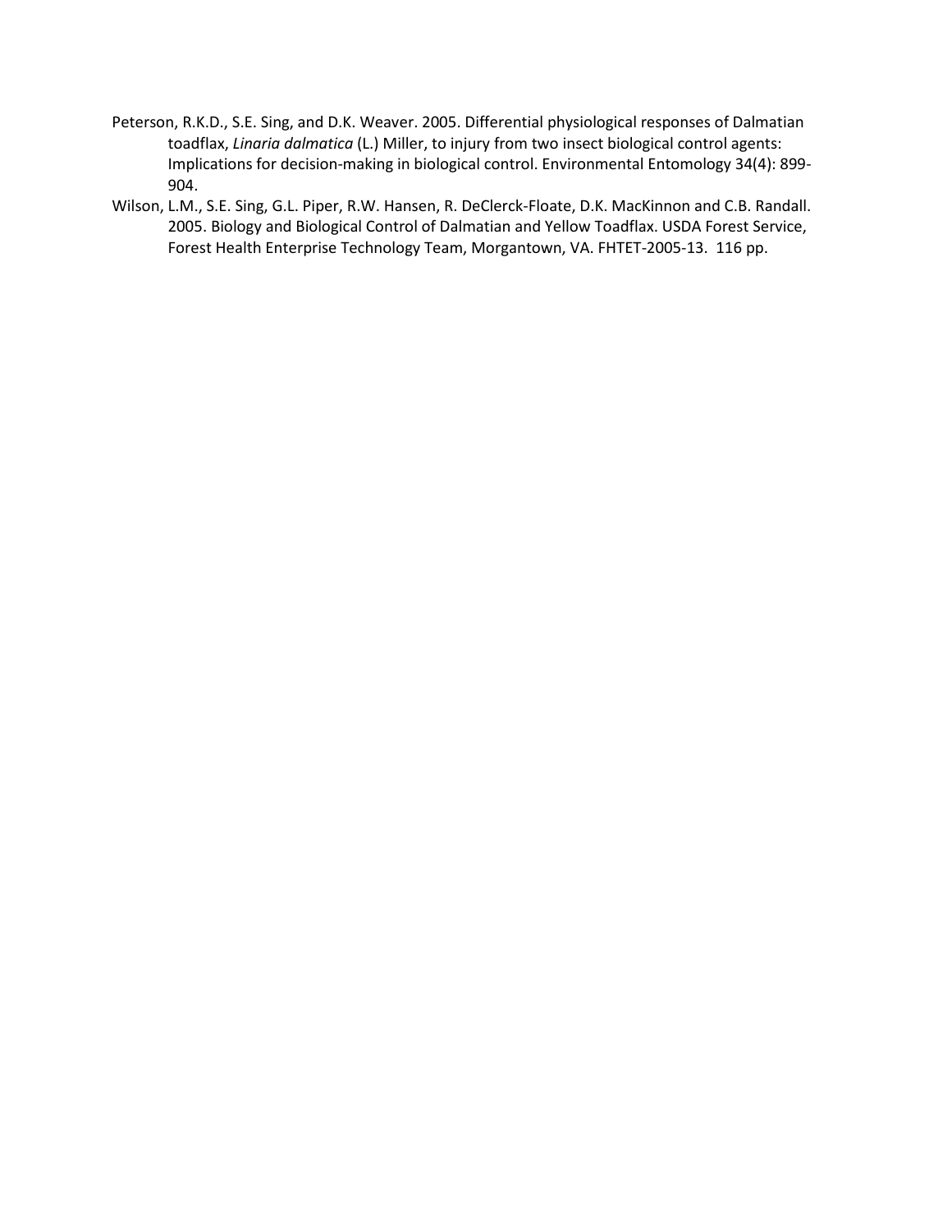Peterson, R.K.D., S.E. Sing, and D.K. Weaver. 2005. Differential physiological responses of Dalmatian toadflax, *Linaria dalmatica* (L.) Miller, to injury from two insect biological control agents: Implications for decision-making in biological control. Environmental Entomology 34(4): 899-904.

Wilson, L.M., S.E. Sing, G.L. Piper, R.W. Hansen, R. DeClerck-Floate, D.K. MacKinnon and C.B. Randall. 2005. Biology and Biological Control of Dalmatian and Yellow Toadflax. USDA Forest Service, Forest Health Enterprise Technology Team, Morgantown, VA. FHTET-2005-13. 116 pp.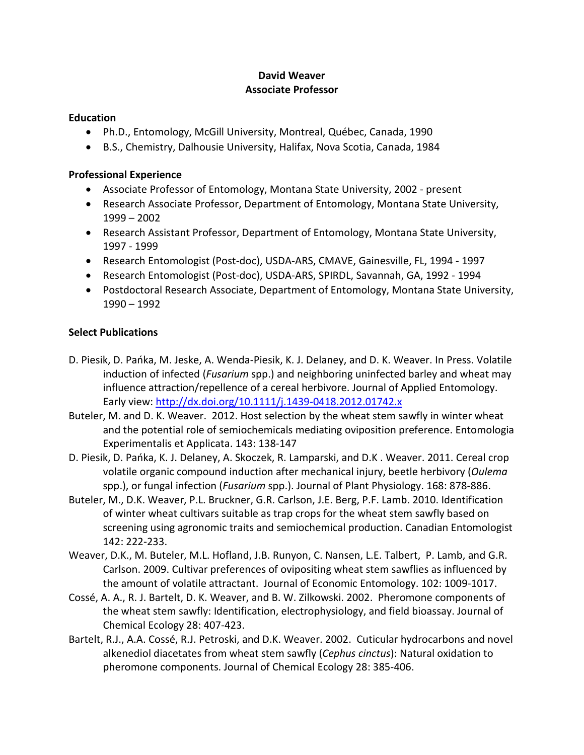**David Weaver**
**Associate Professor**

**Education**

- Ph.D., Entomology, McGill University, Montreal, Québec, Canada, 1990
- B.S., Chemistry, Dalhousie University, Halifax, Nova Scotia, Canada, 1984

**Professional Experience**

- Associate Professor of Entomology, Montana State University, 2002 - present
- Research Associate Professor, Department of Entomology, Montana State University, 1999 – 2002
- Research Assistant Professor, Department of Entomology, Montana State University, 1997 - 1999
- Research Entomologist (Post-doc), USDA-ARS, CMAVE, Gainesville, FL, 1994 - 1997
- Research Entomologist (Post-doc), USDA-ARS, SPIRDL, Savannah, GA, 1992 - 1994
- Postdoctoral Research Associate, Department of Entomology, Montana State University, 1990 – 1992

**Select Publications**

D. Piesik, D. Pańka, M. Jeske, A. Wenda-Piesik, K. J. Delaney, and D. K. Weaver. In Press. Volatile induction of infected (*Fusarium* spp.) and neighboring uninfected barley and wheat may influence attraction/repellence of a cereal herbivore. Journal of Applied Entomology. Early view: http://dx.doi.org/10.1111/j.1439-0418.2012.01742.x

Buteler, M. and D. K. Weaver. 2012. Host selection by the wheat stem sawfly in winter wheat and the potential role of semiochemicals mediating oviposition preference. Entomologia Experimentalis et Applicata. 143: 138-147

D. Piesik, D. Pańka, K. J. Delaney, A. Skoczek, R. Lamparski, and D.K . Weaver. 2011. Cereal crop volatile organic compound induction after mechanical injury, beetle herbivory (*Oulema* spp.), or fungal infection (*Fusarium* spp.). Journal of Plant Physiology. 168: 878-886.

Buteler, M., D.K. Weaver, P.L. Bruckner, G.R. Carlson, J.E. Berg, P.F. Lamb. 2010. Identification of winter wheat cultivars suitable as trap crops for the wheat stem sawfly based on screening using agronomic traits and semiochemical production. Canadian Entomologist 142: 222-233.

Weaver, D.K., M. Buteler, M.L. Hofland, J.B. Runyon, C. Nansen, L.E. Talbert, P. Lamb, and G.R. Carlson. 2009. Cultivar preferences of ovipositing wheat stem sawflies as influenced by the amount of volatile attractant. Journal of Economic Entomology. 102: 1009-1017.

Cossé, A. A., R. J. Bartelt, D. K. Weaver, and B. W. Zilkowski. 2002. Pheromone components of the wheat stem sawfly: Identification, electrophysiology, and field bioassay. Journal of Chemical Ecology 28: 407-423.

Bartelt, R.J., A.A. Cossé, R.J. Petroski, and D.K. Weaver. 2002. Cuticular hydrocarbons and novel alkenediol diacetates from wheat stem sawfly (*Cephus cinctus*): Natural oxidation to pheromone components. Journal of Chemical Ecology 28: 385-406.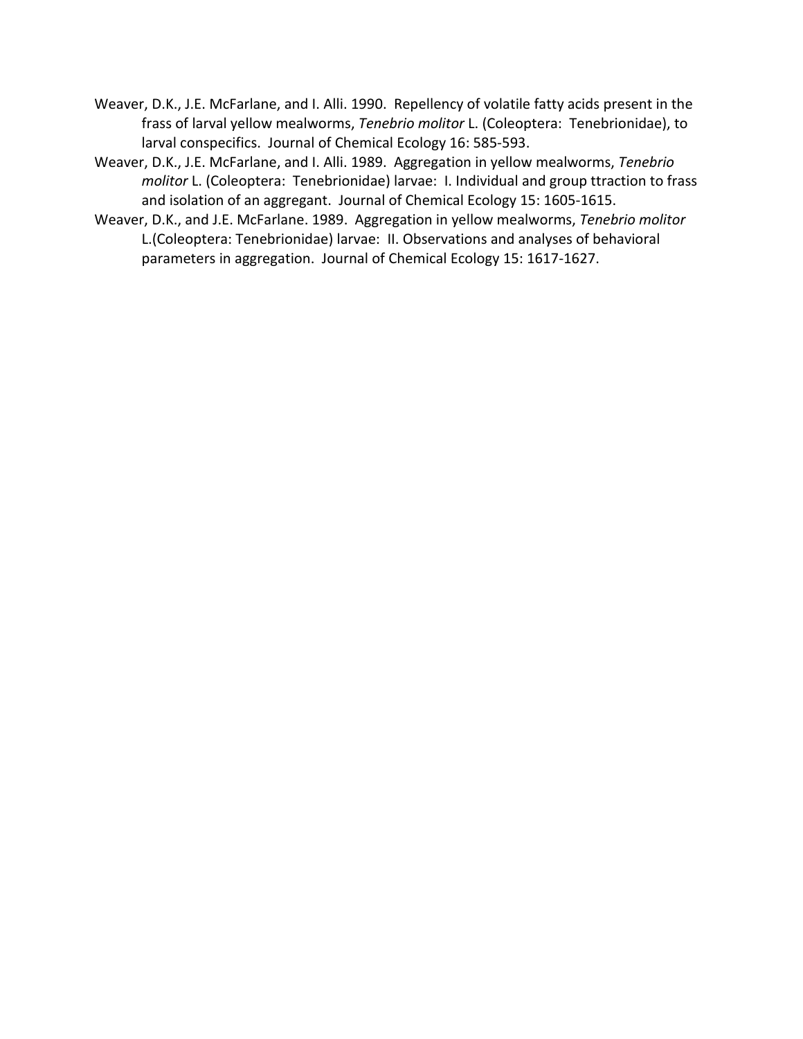Weaver, D.K., J.E. McFarlane, and I. Alli. 1990. Repellency of volatile fatty acids present in the frass of larval yellow mealworms, *Tenebrio molitor* L. (Coleoptera: Tenebrionidae), to larval conspecifics. Journal of Chemical Ecology 16: 585-593.

Weaver, D.K., J.E. McFarlane, and I. Alli. 1989. Aggregation in yellow mealworms, *Tenebrio molitor* L. (Coleoptera: Tenebrionidae) larvae: I. Individual and group ttraction to frass and isolation of an aggregant. Journal of Chemical Ecology 15: 1605-1615.

Weaver, D.K., and J.E. McFarlane. 1989. Aggregation in yellow mealworms, *Tenebrio molitor* L.(Coleoptera: Tenebrionidae) larvae: II. Observations and analyses of behavioral parameters in aggregation. Journal of Chemical Ecology 15: 1617-1627.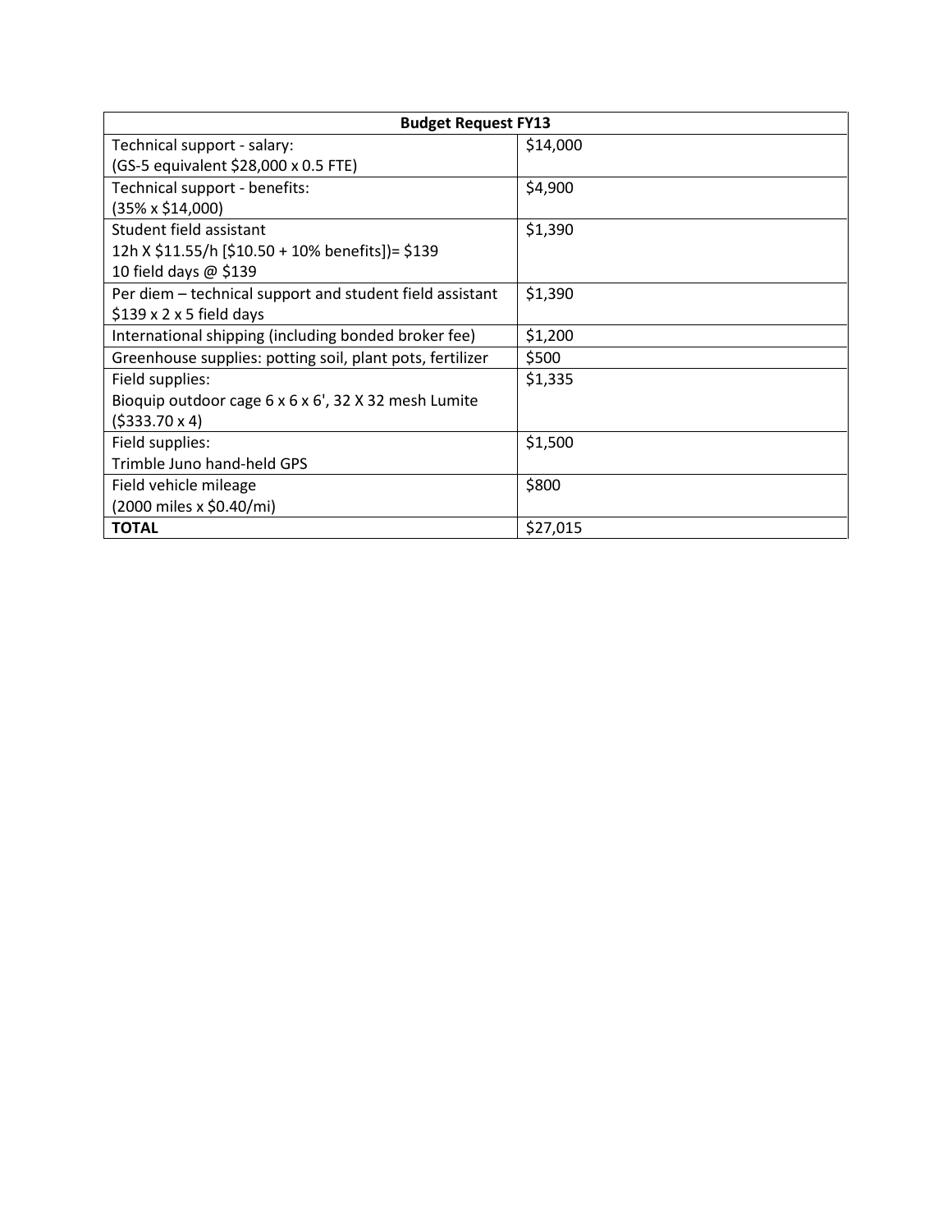| Budget Request FY13 | |
|---|---|
| Technical support - salary:<br>(GS-5 equivalent $28,000 x 0.5 FTE) | $14,000 |
| Technical support - benefits:<br>(35% x $14,000) | $4,900 |
| Student field assistant<br>12h X $11.55/h [$10.50 + 10% benefits])= $139<br>10 field days @ $139 | $1,390 |
| Per diem – technical support and student field assistant<br>$139 x 2 x 5 field days | $1,390 |
| International shipping (including bonded broker fee) | $1,200 |
| Greenhouse supplies: potting soil, plant pots, fertilizer | $500 |
| Field supplies:<br>Bioquip outdoor cage 6 x 6 x 6', 32 X 32 mesh Lumite<br>($333.70 x 4) | $1,335 |
| Field supplies:<br>Trimble Juno hand-held GPS | $1,500 |
| Field vehicle mileage<br>(2000 miles x $0.40/mi) | $800 |
| **TOTAL** | $27,015 |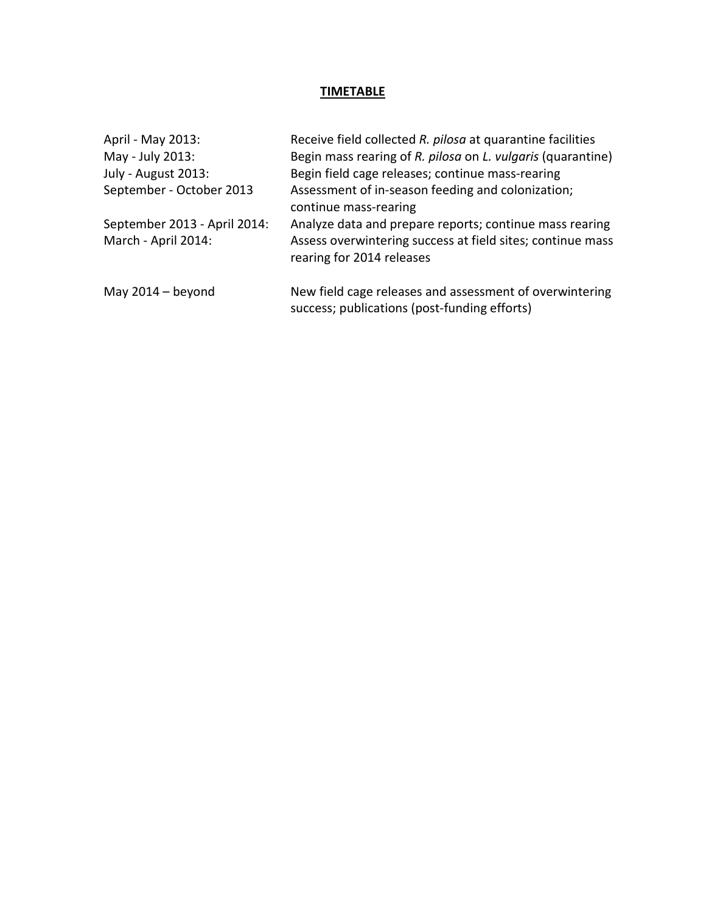# **TIMETABLE**

| | |
|---|---|
| April - May 2013: | Receive field collected *R. pilosa* at quarantine facilities |
| May - July 2013: | Begin mass rearing of *R. pilosa* on *L. vulgaris* (quarantine) |
| July - August 2013: | Begin field cage releases; continue mass-rearing |
| September - October 2013 | Assessment of in-season feeding and colonization; continue mass-rearing |
| September 2013 - April 2014: | Analyze data and prepare reports; continue mass rearing |
| March - April 2014: | Assess overwintering success at field sites; continue mass rearing for 2014 releases |
| May 2014 – beyond | New field cage releases and assessment of overwintering success; publications (post-funding efforts) |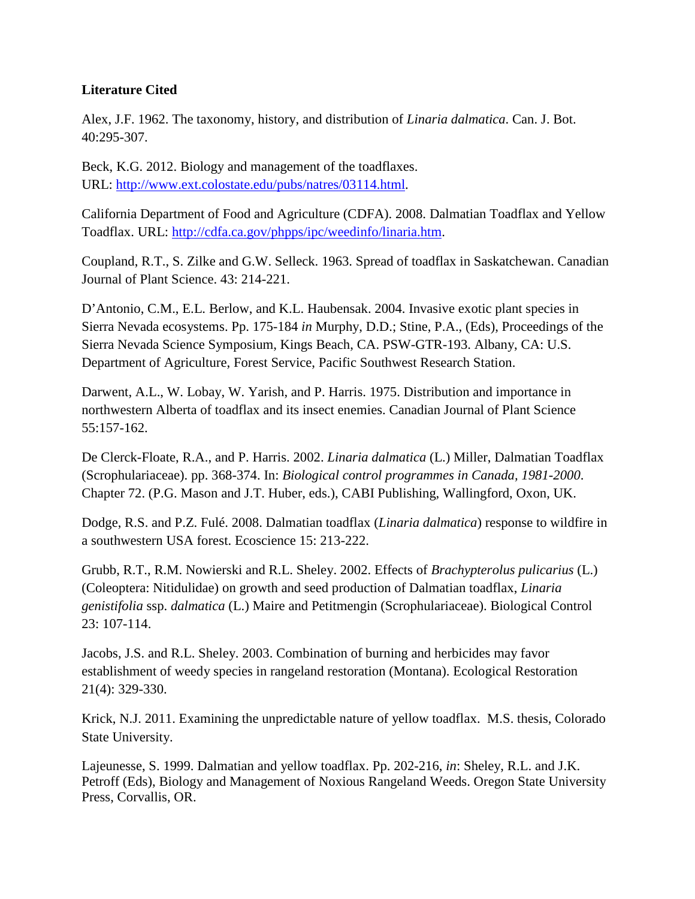**Literature Cited**

Alex, J.F. 1962. The taxonomy, history, and distribution of *Linaria dalmatica*. Can. J. Bot. 40:295-307.

Beck, K.G. 2012. Biology and management of the toadflaxes. URL: http://www.ext.colostate.edu/pubs/natres/03114.html.

California Department of Food and Agriculture (CDFA). 2008. Dalmatian Toadflax and Yellow Toadflax. URL: http://cdfa.ca.gov/phpps/ipc/weedinfo/linaria.htm.

Coupland, R.T., S. Zilke and G.W. Selleck. 1963. Spread of toadflax in Saskatchewan. Canadian Journal of Plant Science. 43: 214-221.

D'Antonio, C.M., E.L. Berlow, and K.L. Haubensak. 2004. Invasive exotic plant species in Sierra Nevada ecosystems. Pp. 175-184 *in* Murphy, D.D.; Stine, P.A., (Eds), Proceedings of the Sierra Nevada Science Symposium, Kings Beach, CA. PSW-GTR-193. Albany, CA: U.S. Department of Agriculture, Forest Service, Pacific Southwest Research Station.

Darwent, A.L., W. Lobay, W. Yarish, and P. Harris. 1975. Distribution and importance in northwestern Alberta of toadflax and its insect enemies. Canadian Journal of Plant Science 55:157-162.

De Clerck-Floate, R.A., and P. Harris. 2002. *Linaria dalmatica* (L.) Miller, Dalmatian Toadflax (Scrophulariaceae). pp. 368-374. In: *Biological control programmes in Canada, 1981-2000*. Chapter 72. (P.G. Mason and J.T. Huber, eds.), CABI Publishing, Wallingford, Oxon, UK.

Dodge, R.S. and P.Z. Fulé. 2008. Dalmatian toadflax (*Linaria dalmatica*) response to wildfire in a southwestern USA forest. Ecoscience 15: 213-222.

Grubb, R.T., R.M. Nowierski and R.L. Sheley. 2002. Effects of *Brachypterolus pulicarius* (L.) (Coleoptera: Nitidulidae) on growth and seed production of Dalmatian toadflax, *Linaria genistifolia* ssp. *dalmatica* (L.) Maire and Petitmengin (Scrophulariaceae). Biological Control 23: 107-114.

Jacobs, J.S. and R.L. Sheley. 2003. Combination of burning and herbicides may favor establishment of weedy species in rangeland restoration (Montana). Ecological Restoration 21(4): 329-330.

Krick, N.J. 2011. Examining the unpredictable nature of yellow toadflax. M.S. thesis, Colorado State University.

Lajeunesse, S. 1999. Dalmatian and yellow toadflax. Pp. 202-216, *in*: Sheley, R.L. and J.K. Petroff (Eds), Biology and Management of Noxious Rangeland Weeds. Oregon State University Press, Corvallis, OR.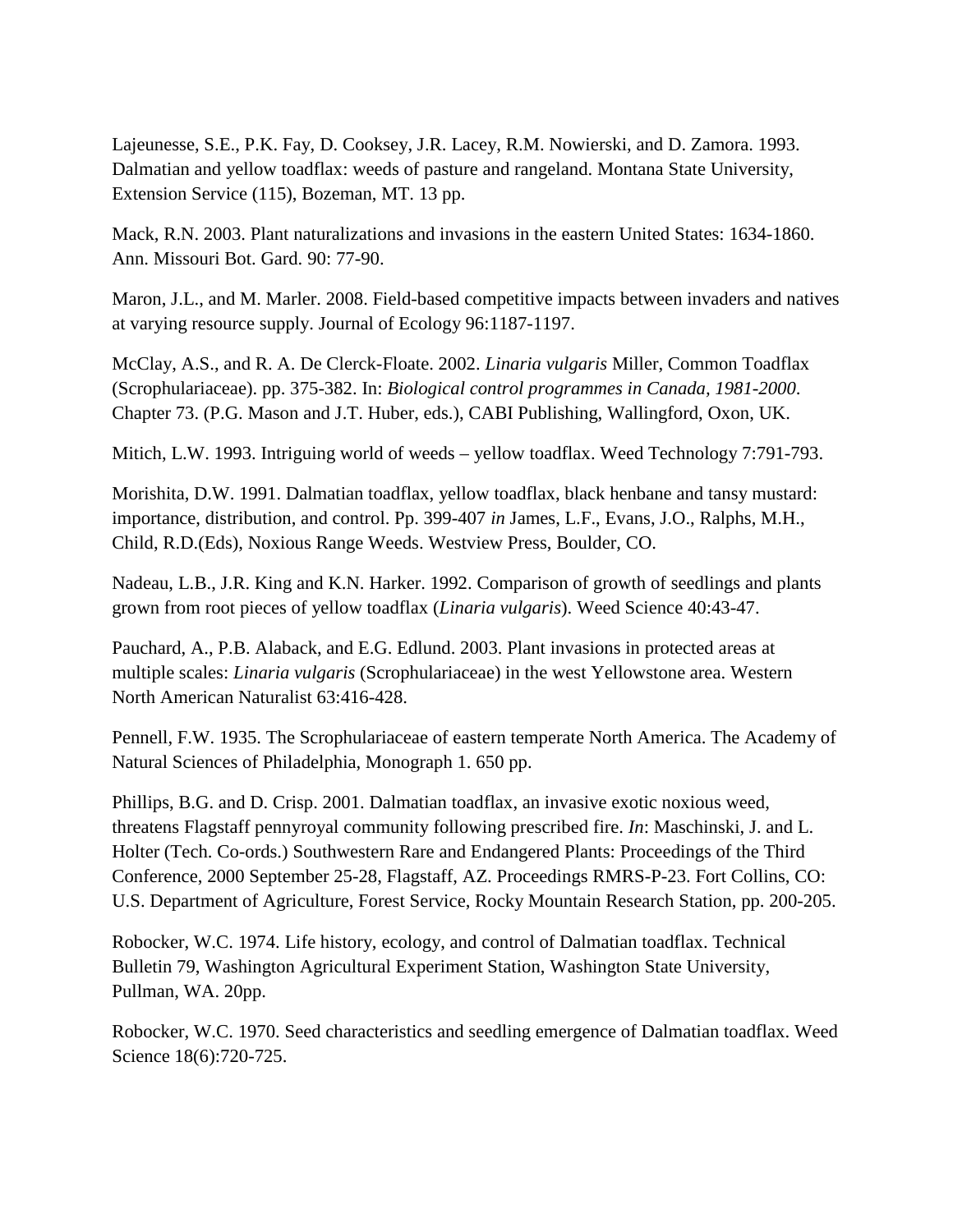Lajeunesse, S.E., P.K. Fay, D. Cooksey, J.R. Lacey, R.M. Nowierski, and D. Zamora. 1993. Dalmatian and yellow toadflax: weeds of pasture and rangeland. Montana State University, Extension Service (115), Bozeman, MT. 13 pp.

Mack, R.N. 2003. Plant naturalizations and invasions in the eastern United States: 1634-1860. Ann. Missouri Bot. Gard. 90: 77-90.

Maron, J.L., and M. Marler. 2008. Field-based competitive impacts between invaders and natives at varying resource supply. Journal of Ecology 96:1187-1197.

McClay, A.S., and R. A. De Clerck-Floate. 2002. *Linaria vulgaris* Miller, Common Toadflax (Scrophulariaceae). pp. 375-382. In: *Biological control programmes in Canada, 1981-2000*. Chapter 73. (P.G. Mason and J.T. Huber, eds.), CABI Publishing, Wallingford, Oxon, UK.

Mitich, L.W. 1993. Intriguing world of weeds – yellow toadflax. Weed Technology 7:791-793.

Morishita, D.W. 1991. Dalmatian toadflax, yellow toadflax, black henbane and tansy mustard: importance, distribution, and control. Pp. 399-407 *in* James, L.F., Evans, J.O., Ralphs, M.H., Child, R.D.(Eds), Noxious Range Weeds. Westview Press, Boulder, CO.

Nadeau, L.B., J.R. King and K.N. Harker. 1992. Comparison of growth of seedlings and plants grown from root pieces of yellow toadflax (*Linaria vulgaris*). Weed Science 40:43-47.

Pauchard, A., P.B. Alaback, and E.G. Edlund. 2003. Plant invasions in protected areas at multiple scales: *Linaria vulgaris* (Scrophulariaceae) in the west Yellowstone area. Western North American Naturalist 63:416-428.

Pennell, F.W. 1935. The Scrophulariaceae of eastern temperate North America. The Academy of Natural Sciences of Philadelphia, Monograph 1. 650 pp.

Phillips, B.G. and D. Crisp. 2001. Dalmatian toadflax, an invasive exotic noxious weed, threatens Flagstaff pennyroyal community following prescribed fire. *In*: Maschinski, J. and L. Holter (Tech. Co-ords.) Southwestern Rare and Endangered Plants: Proceedings of the Third Conference, 2000 September 25-28, Flagstaff, AZ. Proceedings RMRS-P-23. Fort Collins, CO: U.S. Department of Agriculture, Forest Service, Rocky Mountain Research Station, pp. 200-205.

Robocker, W.C. 1974. Life history, ecology, and control of Dalmatian toadflax. Technical Bulletin 79, Washington Agricultural Experiment Station, Washington State University, Pullman, WA. 20pp.

Robocker, W.C. 1970. Seed characteristics and seedling emergence of Dalmatian toadflax. Weed Science 18(6):720-725.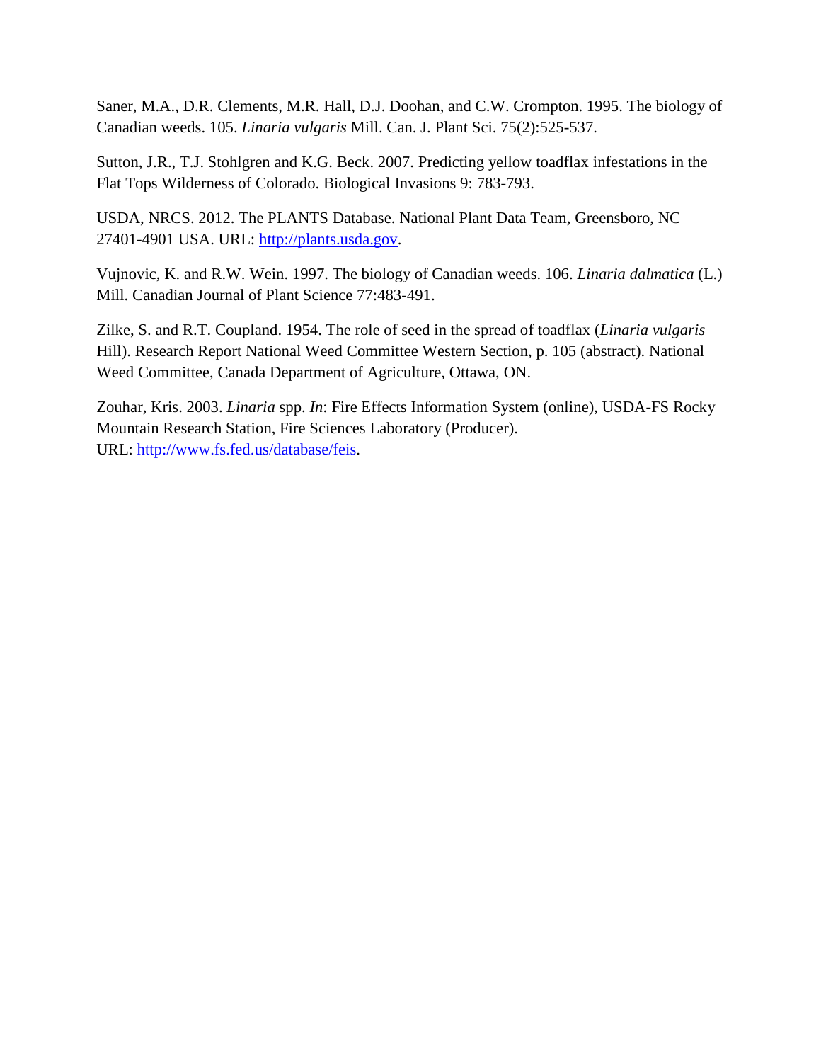Saner, M.A., D.R. Clements, M.R. Hall, D.J. Doohan, and C.W. Crompton. 1995. The biology of Canadian weeds. 105. *Linaria vulgaris* Mill. Can. J. Plant Sci. 75(2):525-537.

Sutton, J.R., T.J. Stohlgren and K.G. Beck. 2007. Predicting yellow toadflax infestations in the Flat Tops Wilderness of Colorado. Biological Invasions 9: 783-793.

USDA, NRCS. 2012. The PLANTS Database. National Plant Data Team, Greensboro, NC 27401-4901 USA. URL: http://plants.usda.gov.

Vujnovic, K. and R.W. Wein. 1997. The biology of Canadian weeds. 106. *Linaria dalmatica* (L.) Mill. Canadian Journal of Plant Science 77:483-491.

Zilke, S. and R.T. Coupland. 1954. The role of seed in the spread of toadflax (*Linaria vulgaris* Hill). Research Report National Weed Committee Western Section, p. 105 (abstract). National Weed Committee, Canada Department of Agriculture, Ottawa, ON.

Zouhar, Kris. 2003. *Linaria* spp. *In*: Fire Effects Information System (online), USDA-FS Rocky Mountain Research Station, Fire Sciences Laboratory (Producer). URL: http://www.fs.fed.us/database/feis.